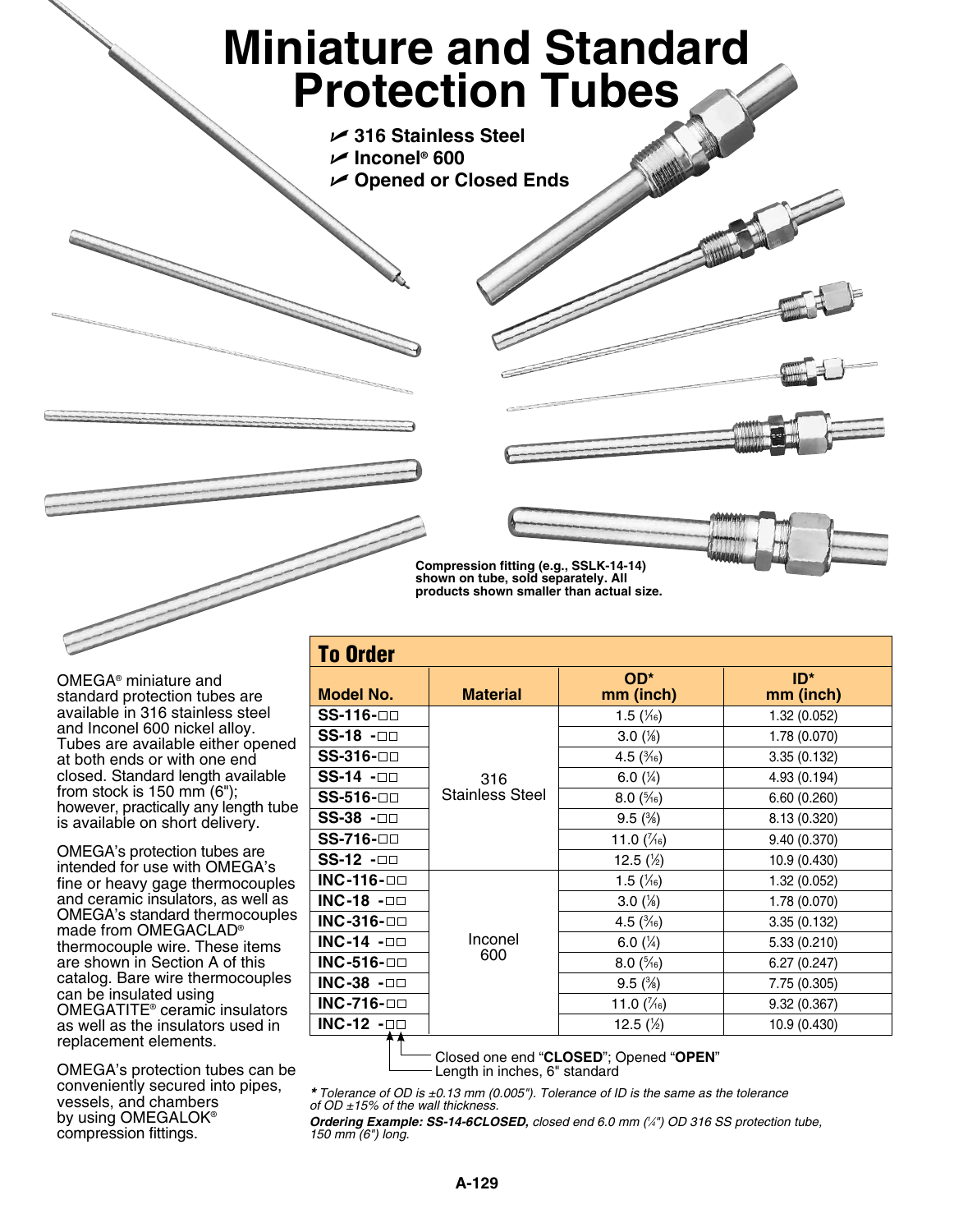# Miniature and Standard Protection Tubes

- 316 Stainless Steel
- Inconel® 600
- Opened or Closed Ends

**Compression fitting (e.g., SSLK-14-14) shown on tube, sold separately. All products shown smaller than actual size.**

OMEGA® miniature and standard protection tubes are available in 316 stainless steel and Inconel 600 nickel alloy. Tubes are available either opened at both ends or with one end closed. Standard length available from stock is 150 mm (6"); however, practically any length tube is available on short delivery.

OMEGA's protection tubes are intended for use with OMEGA's fine or heavy gage thermocouples and ceramic insulators, as well as OMEGA's standard thermocouples made from OMEGACLAD® thermocouple wire. These items are shown in Section A of this catalog. Bare wire thermocouples can be insulated using OMEGATITE® ceramic insulators as well as the insulators used in replacement elements.

OMEGA's protection tubes can be conveniently secured into pipes, vessels, and chambers by using OMEGALOK® compression fittings.

## To Order

| Model No. | Material | OD* mm (inch) | ID* mm (inch) |
|---|---|---|---|
| **SS-116-□□** | 316 Stainless Steel | 1.5 (1⁄16) | 1.32 (0.052) |
| **SS-18 -□□** | | 3.0 (1⁄8) | 1.78 (0.070) |
| **SS-316-□□** | | 4.5 (3⁄16) | 3.35 (0.132) |
| **SS-14 -□□** | | 6.0 (1⁄4) | 4.93 (0.194) |
| **SS-516-□□** | | 8.0 (5⁄16) | 6.60 (0.260) |
| **SS-38 -□□** | | 9.5 (3⁄8) | 8.13 (0.320) |
| **SS-716-□□** | | 11.0 (7⁄16) | 9.40 (0.370) |
| **SS-12 -□□** | | 12.5 (1⁄2) | 10.9 (0.430) |
| **INC-116-□□** | Inconel 600 | 1.5 (1⁄16) | 1.32 (0.052) |
| **INC-18 -□□** | | 3.0 (1⁄8) | 1.78 (0.070) |
| **INC-316-□□** | | 4.5 (3⁄16) | 3.35 (0.132) |
| **INC-14 -□□** | | 6.0 (1⁄4) | 5.33 (0.210) |
| **INC-516-□□** | | 8.0 (5⁄16) | 6.27 (0.247) |
| **INC-38 -□□** | | 9.5 (3⁄8) | 7.75 (0.305) |
| **INC-716-□□** | | 11.0 (7⁄16) | 9.32 (0.367) |
| **INC-12 -□□** | | 12.5 (1⁄2) | 10.9 (0.430) |

Closed one end "**CLOSED**"; Opened "**OPEN**"
Length in inches, 6" standard

***** *Tolerance of OD is ±0.13 mm (0.005"). Tolerance of ID is the same as the tolerance of OD ±15% of the wall thickness.*

***Ordering Example: SS-14-6CLOSED,*** *closed end 6.0 mm (1⁄4") OD 316 SS protection tube, 150 mm (6") long.*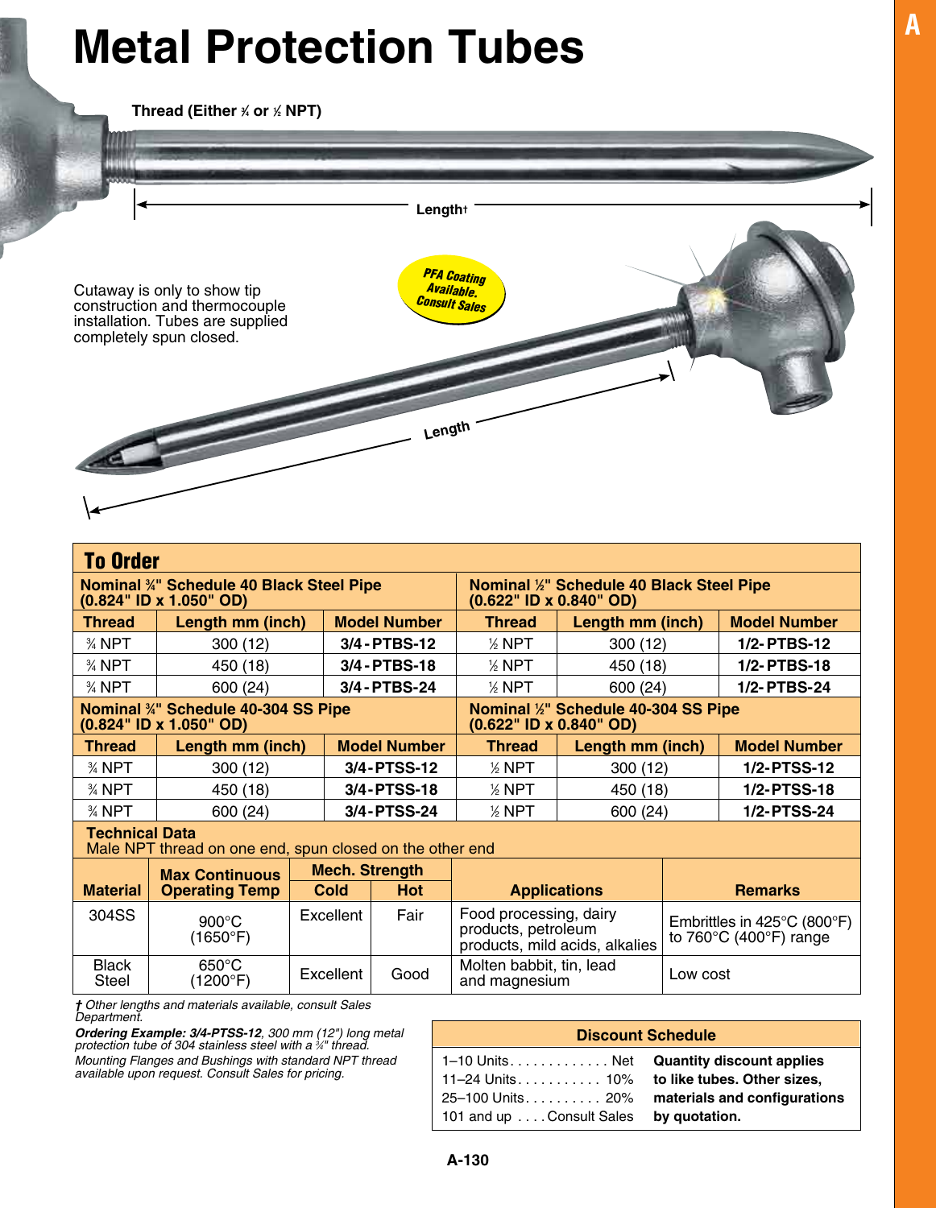# Metal Protection Tubes

Thread (Either ¾ or ½ NPT)

Length†

PFA Coating Available. Consult Sales

Cutaway is only to show tip construction and thermocouple installation. Tubes are supplied completely spun closed.

Length

## To Order

| Nominal ¾" Schedule 40 Black Steel Pipe (0.824" ID x 1.050" OD) | | | Nominal ½" Schedule 40 Black Steel Pipe (0.622" ID x 0.840" OD) | | |
|---|---|---|---|---|---|
| **Thread** | **Length mm (inch)** | **Model Number** | **Thread** | **Length mm (inch)** | **Model Number** |
| ¾ NPT | 300 (12) | **3/4-PTBS-12** | ½ NPT | 300 (12) | **1/2-PTBS-12** |
| ¾ NPT | 450 (18) | **3/4-PTBS-18** | ½ NPT | 450 (18) | **1/2-PTBS-18** |
| ¾ NPT | 600 (24) | **3/4-PTBS-24** | ½ NPT | 600 (24) | **1/2-PTBS-24** |
| **Nominal ¾" Schedule 40-304 SS Pipe (0.824" ID x 1.050" OD)** | | | **Nominal ½" Schedule 40-304 SS Pipe (0.622" ID x 0.840" OD)** | | |
| **Thread** | **Length mm (inch)** | **Model Number** | **Thread** | **Length mm (inch)** | **Model Number** |
| ¾ NPT | 300 (12) | **3/4-PTSS-12** | ½ NPT | 300 (12) | **1/2-PTSS-12** |
| ¾ NPT | 450 (18) | **3/4-PTSS-18** | ½ NPT | 450 (18) | **1/2-PTSS-18** |
| ¾ NPT | 600 (24) | **3/4-PTSS-24** | ½ NPT | 600 (24) | **1/2-PTSS-24** |

**Technical Data**
Male NPT thread on one end, spun closed on the other end

| Material | Max Continuous Operating Temp | Mech. Strength | | Applications | Remarks |
|---|---|---|---|---|---|
| | | Cold | Hot | | |
| 304SS | 900°C (1650°F) | Excellent | Fair | Food processing, dairy products, petroleum products, mild acids, alkalies | Embrittles in 425°C (800°F) to 760°C (400°F) range |
| Black Steel | 650°C (1200°F) | Excellent | Good | Molten babbit, tin, lead and magnesium | Low cost |

*† Other lengths and materials available, consult Sales Department.*

***Ordering Example: 3/4-PTSS-12**, 300 mm (12") long metal protection tube of 304 stainless steel with a ¾" thread.*

*Mounting Flanges and Bushings with standard NPT thread available upon request. Consult Sales for pricing.*

| Discount Schedule | |
|---|---|
| 1–10 Units . . . . . . . . . . . . Net | **Quantity discount applies to like tubes. Other sizes, materials and configurations by quotation.** |
| 11–24 Units . . . . . . . . . . 10% | |
| 25–100 Units . . . . . . . . . 20% | |
| 101 and up . . . . Consult Sales | |